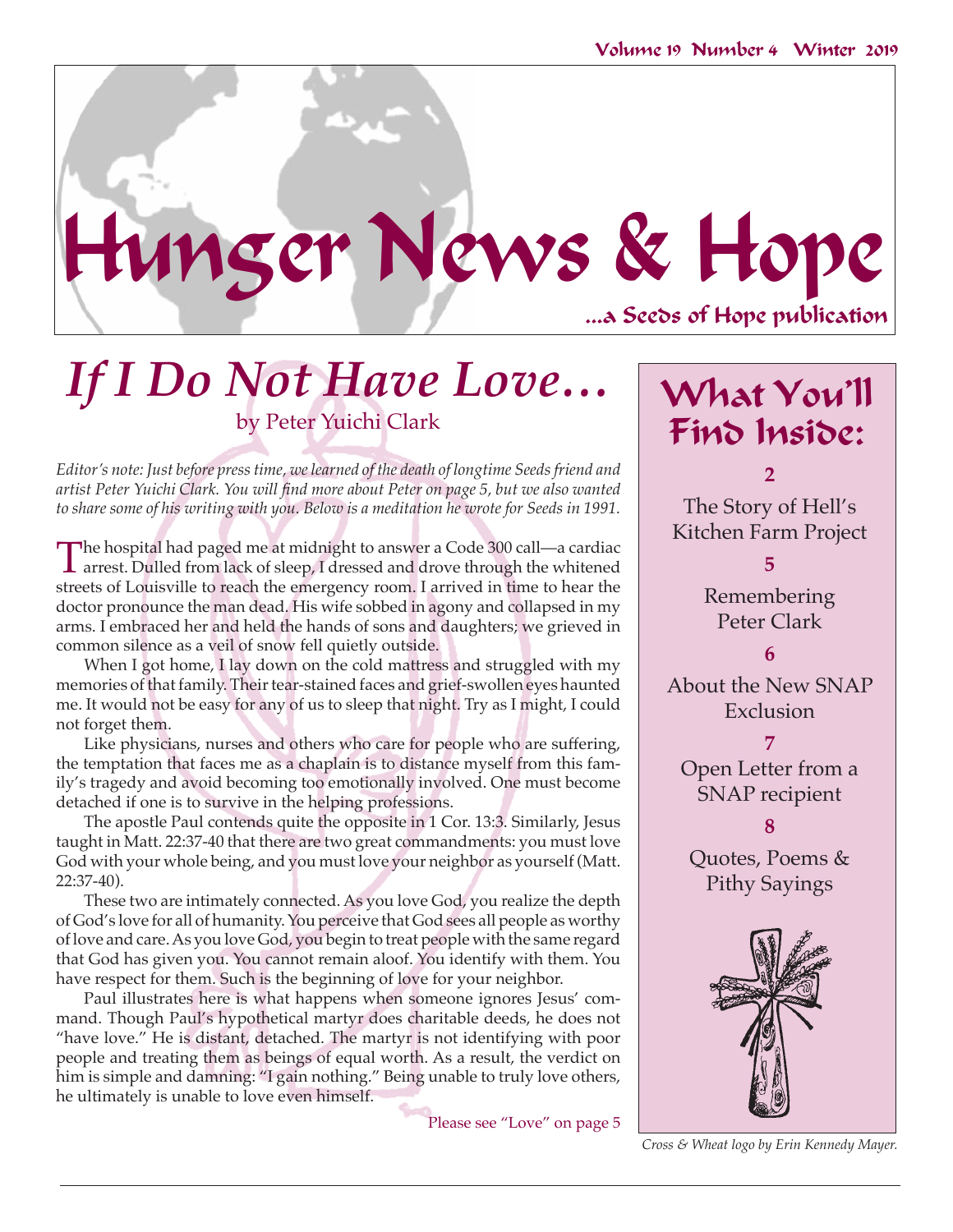# Hunger News & Hope

...a Seeds of Hope publication

## *If I Do Not Have Love…*

by Peter Yuichi Clark

*Editor's note: Just before press time, we learned of the death of longtime Seeds friend and artist Peter Yuichi Clark. You will find more about Peter on page 5, but we also wanted to share some of his writing with you. Below is a meditation he wrote for Seeds in 1991.*

The hospital had paged me at midnight to answer a Code 300 call—a cardiac arrest. Dulled from lack of sleep, I dressed and drove through the whitened streets of Louisville to reach the emergency room. I arrived in time to hear the doctor pronounce the man dead. His wife sobbed in agony and collapsed in my arms. I embraced her and held the hands of sons and daughters; we grieved in common silence as a veil of snow fell quietly outside.

When I got home, I lay down on the cold mattress and struggled with my memories of that family. Their tear-stained faces and grief-swollen eyes haunted me. It would not be easy for any of us to sleep that night. Try as I might, I could not forget them.

Like physicians, nurses and others who care for people who are suffering, the temptation that faces me as a chaplain is to distance myself from this family's tragedy and avoid becoming too emotionally involved. One must become detached if one is to survive in the helping professions.

The apostle Paul contends quite the opposite in 1 Cor. 13:3. Similarly, Jesus taught in Matt. 22:37-40 that there are two great commandments: you must love God with your whole being, and you must love your neighbor as yourself (Matt. 22:37-40).

These two are intimately connected. As you love God, you realize the depth of God's love for all of humanity. You perceive that God sees all people as worthy of love and care. As you love God, you begin to treat people with the same regard that God has given you. You cannot remain aloof. You identify with them. You have respect for them. Such is the beginning of love for your neighbor.

Paul illustrates here is what happens when someone ignores Jesus' command. Though Paul's hypothetical martyr does charitable deeds, he does not "have love." He is distant, detached. The martyr is not identifying with poor people and treating them as beings of equal worth. As a result, the verdict on him is simple and damning: "I gain nothing." Being unable to truly love others, he ultimately is unable to love even himself.

Please see "Love" on page 5

## What You'll Find Inside:

**2**
The Story of Hell's Kitchen Farm Project

**5**
Remembering Peter Clark

**6**
About the New SNAP Exclusion

**7**
Open Letter from a SNAP recipient

**8**
Quotes, Poems & Pithy Sayings

*Cross & Wheat logo by Erin Kennedy Mayer.*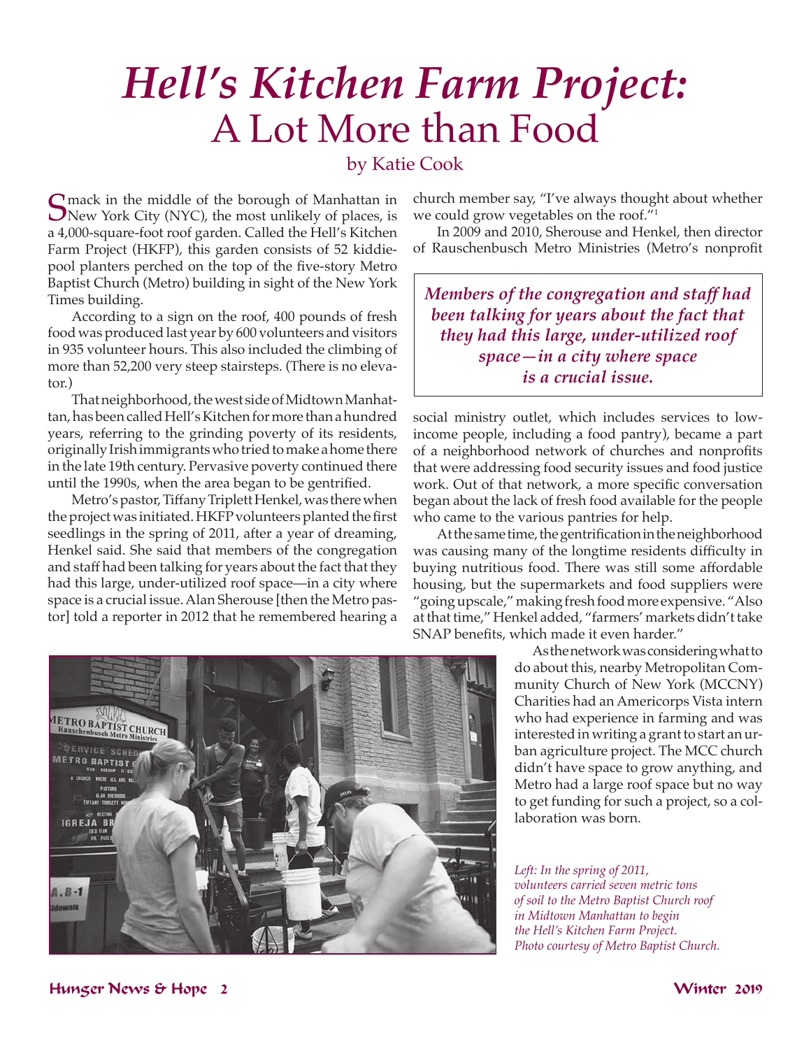# *Hell's Kitchen Farm Project:* A Lot More than Food

by Katie Cook

Smack in the middle of the borough of Manhattan in New York City (NYC), the most unlikely of places, is a 4,000-square-foot roof garden. Called the Hell's Kitchen Farm Project (HKFP), this garden consists of 52 kiddie-pool planters perched on the top of the five-story Metro Baptist Church (Metro) building in sight of the New York Times building.

According to a sign on the roof, 400 pounds of fresh food was produced last year by 600 volunteers and visitors in 935 volunteer hours. This also included the climbing of more than 52,200 very steep stairsteps. (There is no elevator.)

That neighborhood, the west side of Midtown Manhattan, has been called Hell's Kitchen for more than a hundred years, referring to the grinding poverty of its residents, originally Irish immigrants who tried to make a home there in the late 19th century. Pervasive poverty continued there until the 1990s, when the area began to be gentrified.

Metro's pastor, Tiffany Triplett Henkel, was there when the project was initiated. HKFP volunteers planted the first seedlings in the spring of 2011, after a year of dreaming, Henkel said. She said that members of the congregation and staff had been talking for years about the fact that they had this large, under-utilized roof space—in a city where space is a crucial issue. Alan Sherouse [then the Metro pastor] told a reporter in 2012 that he remembered hearing a church member say, "I've always thought about whether we could grow vegetables on the roof."[1]

In 2009 and 2010, Sherouse and Henkel, then director of Rauschenbusch Metro Ministries (Metro's nonprofit social ministry outlet, which includes services to low-income people, including a food pantry), became a part of a neighborhood network of churches and nonprofits that were addressing food security issues and food justice work. Out of that network, a more specific conversation began about the lack of fresh food available for the people who came to the various pantries for help.

> ***Members of the congregation and staff had been talking for years about the fact that they had this large, under-utilized roof space—in a city where space is a crucial issue.***

At the same time, the gentrification in the neighborhood was causing many of the longtime residents difficulty in buying nutritious food. There was still some affordable housing, but the supermarkets and food suppliers were "going upscale," making fresh food more expensive. "Also at that time," Henkel added, "farmers' markets didn't take SNAP benefits, which made it even harder."

As the network was considering what to do about this, nearby Metropolitan Community Church of New York (MCCNY) Charities had an Americorps Vista intern who had experience in farming and was interested in writing a grant to start an urban agriculture project. The MCC church didn't have space to grow anything, and Metro had a large roof space but no way to get funding for such a project, so a collaboration was born.

*Left: In the spring of 2011, volunteers carried seven metric tons of soil to the Metro Baptist Church roof in Midtown Manhattan to begin the Hell's Kitchen Farm Project. Photo courtesy of Metro Baptist Church.*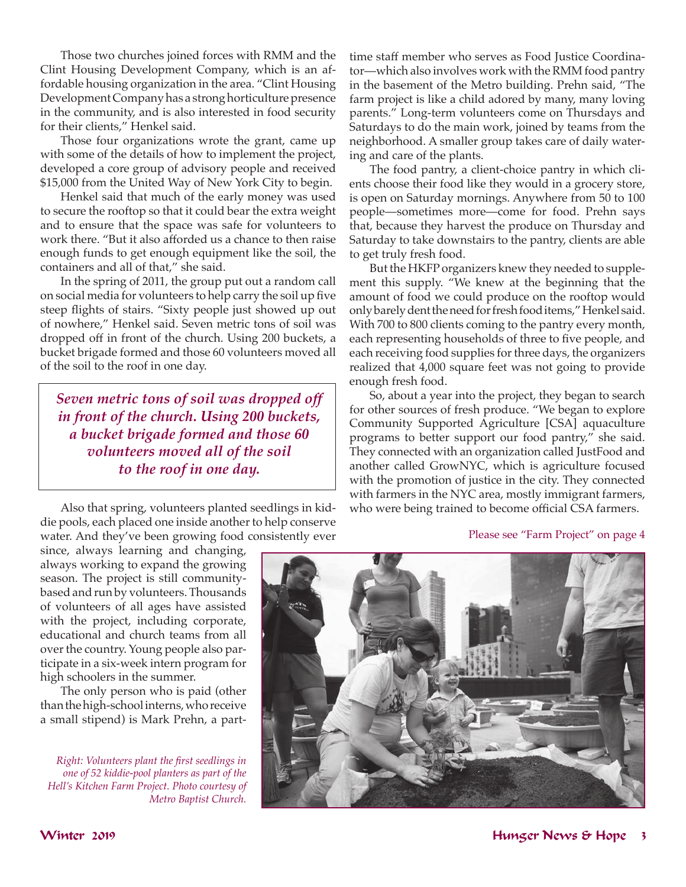Those two churches joined forces with RMM and the Clint Housing Development Company, which is an affordable housing organization in the area. "Clint Housing Development Company has a strong horticulture presence in the community, and is also interested in food security for their clients," Henkel said.

Those four organizations wrote the grant, came up with some of the details of how to implement the project, developed a core group of advisory people and received $15,000 from the United Way of New York City to begin.

Henkel said that much of the early money was used to secure the rooftop so that it could bear the extra weight and to ensure that the space was safe for volunteers to work there. "But it also afforded us a chance to then raise enough funds to get enough equipment like the soil, the containers and all of that," she said.

In the spring of 2011, the group put out a random call on social media for volunteers to help carry the soil up five steep flights of stairs. "Sixty people just showed up out of nowhere," Henkel said. Seven metric tons of soil was dropped off in front of the church. Using 200 buckets, a bucket brigade formed and those 60 volunteers moved all of the soil to the roof in one day.

> ***Seven metric tons of soil was dropped off in front of the church. Using 200 buckets, a bucket brigade formed and those 60 volunteers moved all of the soil to the roof in one day.***

Also that spring, volunteers planted seedlings in kiddie pools, each placed one inside another to help conserve water. And they've been growing food consistently ever since, always learning and changing, always working to expand the growing season. The project is still community-based and run by volunteers. Thousands of volunteers of all ages have assisted with the project, including corporate, educational and church teams from all over the country. Young people also participate in a six-week intern program for high schoolers in the summer.

The only person who is paid (other than the high-school interns, who receive a small stipend) is Mark Prehn, a part-time staff member who serves as Food Justice Coordinator—which also involves work with the RMM food pantry in the basement of the Metro building. Prehn said, "The farm project is like a child adored by many, many loving parents." Long-term volunteers come on Thursdays and Saturdays to do the main work, joined by teams from the neighborhood. A smaller group takes care of daily watering and care of the plants.

The food pantry, a client-choice pantry in which clients choose their food like they would in a grocery store, is open on Saturday mornings. Anywhere from 50 to 100 people—sometimes more—come for food. Prehn says that, because they harvest the produce on Thursday and Saturday to take downstairs to the pantry, clients are able to get truly fresh food.

But the HKFP organizers knew they needed to supplement this supply. "We knew at the beginning that the amount of food we could produce on the rooftop would only barely dent the need for fresh food items," Henkel said. With 700 to 800 clients coming to the pantry every month, each representing households of three to five people, and each receiving food supplies for three days, the organizers realized that 4,000 square feet was not going to provide enough fresh food.

So, about a year into the project, they began to search for other sources of fresh produce. "We began to explore Community Supported Agriculture [CSA] aquaculture programs to better support our food pantry," she said. They connected with an organization called JustFood and another called GrowNYC, which is agriculture focused with the promotion of justice in the city. They connected with farmers in the NYC area, mostly immigrant farmers, who were being trained to become official CSA farmers.

Please see "Farm Project" on page 4

*Right: Volunteers plant the first seedlings in one of 52 kiddie-pool planters as part of the Hell's Kitchen Farm Project. Photo courtesy of Metro Baptist Church.*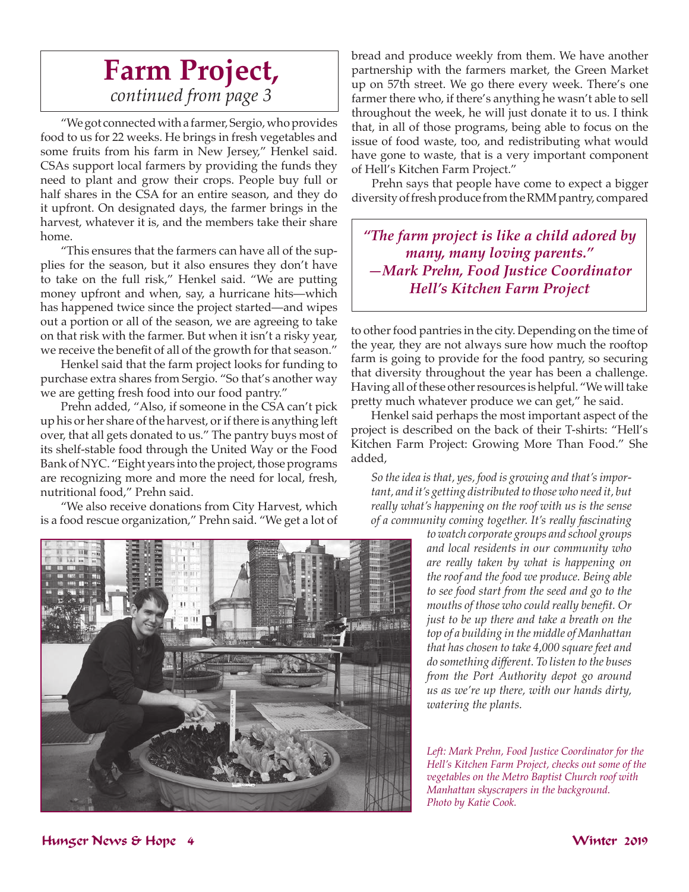# Farm Project,

*continued from page 3*

"We got connected with a farmer, Sergio, who provides food to us for 22 weeks. He brings in fresh vegetables and some fruits from his farm in New Jersey," Henkel said. CSAs support local farmers by providing the funds they need to plant and grow their crops. People buy full or half shares in the CSA for an entire season, and they do it upfront. On designated days, the farmer brings in the harvest, whatever it is, and the members take their share home.

"This ensures that the farmers can have all of the supplies for the season, but it also ensures they don't have to take on the full risk," Henkel said. "We are putting money upfront and when, say, a hurricane hits—which has happened twice since the project started—and wipes out a portion or all of the season, we are agreeing to take on that risk with the farmer. But when it isn't a risky year, we receive the benefit of all of the growth for that season."

Henkel said that the farm project looks for funding to purchase extra shares from Sergio. "So that's another way we are getting fresh food into our food pantry."

Prehn added, "Also, if someone in the CSA can't pick up his or her share of the harvest, or if there is anything left over, that all gets donated to us." The pantry buys most of its shelf-stable food through the United Way or the Food Bank of NYC. "Eight years into the project, those programs are recognizing more and more the need for local, fresh, nutritional food," Prehn said.

"We also receive donations from City Harvest, which is a food rescue organization," Prehn said. "We get a lot of bread and produce weekly from them. We have another partnership with the farmers market, the Green Market up on 57th street. We go there every week. There's one farmer there who, if there's anything he wasn't able to sell throughout the week, he will just donate it to us. I think that, in all of those programs, being able to focus on the issue of food waste, too, and redistributing what would have gone to waste, that is a very important component of Hell's Kitchen Farm Project."

Prehn says that people have come to expect a bigger diversity of fresh produce from the RMM pantry, compared to other food pantries in the city. Depending on the time of the year, they are not always sure how much the rooftop farm is going to provide for the food pantry, so securing that diversity throughout the year has been a challenge. Having all of these other resources is helpful. "We will take pretty much whatever produce we can get," he said.

> ***"The farm project is like a child adored by many, many loving parents."***
> ***—Mark Prehn, Food Justice Coordinator Hell's Kitchen Farm Project***

Henkel said perhaps the most important aspect of the project is described on the back of their T-shirts: "Hell's Kitchen Farm Project: Growing More Than Food." She added,

> *So the idea is that, yes, food is growing and that's important, and it's getting distributed to those who need it, but really what's happening on the roof with us is the sense of a community coming together. It's really fascinating to watch corporate groups and school groups and local residents in our community who are really taken by what is happening on the roof and the food we produce. Being able to see food start from the seed and go to the mouths of those who could really benefit. Or just to be up there and take a breath on the top of a building in the middle of Manhattan that has chosen to take 4,000 square feet and do something different. To listen to the buses from the Port Authority depot go around us as we're up there, with our hands dirty, watering the plants.*

*Left: Mark Prehn, Food Justice Coordinator for the Hell's Kitchen Farm Project, checks out some of the vegetables on the Metro Baptist Church roof with Manhattan skyscrapers in the background. Photo by Katie Cook.*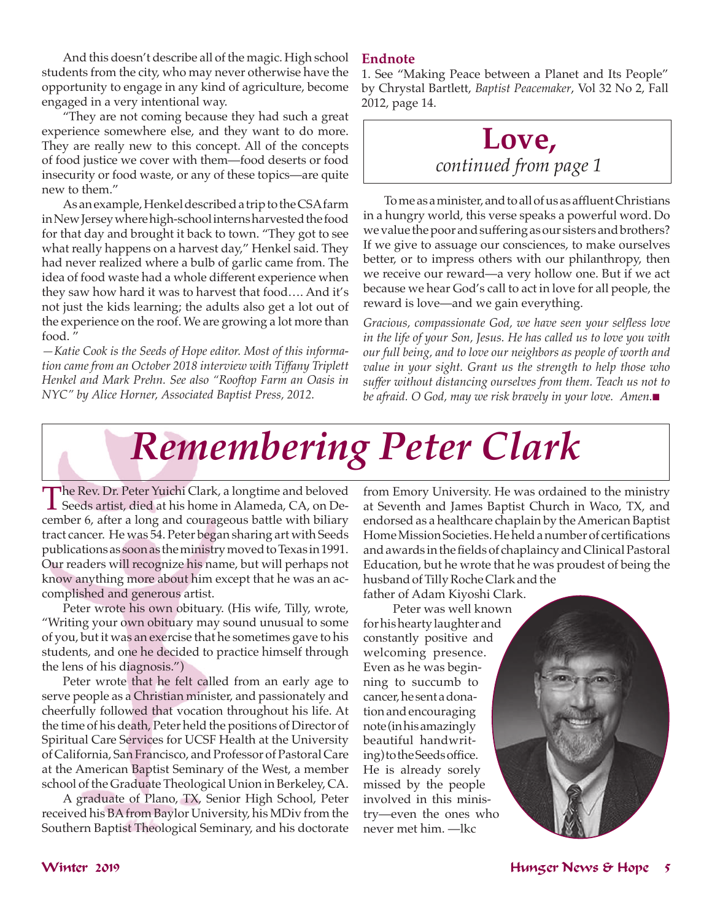And this doesn't describe all of the magic. High school students from the city, who may never otherwise have the opportunity to engage in any kind of agriculture, become engaged in a very intentional way.

"They are not coming because they had such a great experience somewhere else, and they want to do more. They are really new to this concept. All of the concepts of food justice we cover with them—food deserts or food insecurity or food waste, or any of these topics—are quite new to them."

As an example, Henkel described a trip to the CSA farm in New Jersey where high-school interns harvested the food for that day and brought it back to town. "They got to see what really happens on a harvest day," Henkel said. They had never realized where a bulb of garlic came from. The idea of food waste had a whole different experience when they saw how hard it was to harvest that food…. And it's not just the kids learning; the adults also get a lot out of the experience on the roof. We are growing a lot more than food. "

*—Katie Cook is the Seeds of Hope editor. Most of this information came from an October 2018 interview with Tiffany Triplett Henkel and Mark Prehn. See also "Rooftop Farm an Oasis in NYC" by Alice Horner, Associated Baptist Press, 2012.*

**Endnote**

1. See "Making Peace between a Planet and Its People" by Chrystal Bartlett, *Baptist Peacemaker*, Vol 32 No 2, Fall 2012, page 14.

## Love,
*continued from page 1*

To me as a minister, and to all of us as affluent Christians in a hungry world, this verse speaks a powerful word. Do we value the poor and suffering as our sisters and brothers? If we give to assuage our consciences, to make ourselves better, or to impress others with our philanthropy, then we receive our reward—a very hollow one. But if we act because we hear God's call to act in love for all people, the reward is love—and we gain everything.

*Gracious, compassionate God, we have seen your selfless love in the life of your Son, Jesus. He has called us to love you with our full being, and to love our neighbors as people of worth and value in your sight. Grant us the strength to help those who suffer without distancing ourselves from them. Teach us not to be afraid. O God, may we risk bravely in your love. Amen.*■

# *Remembering Peter Clark*

The Rev. Dr. Peter Yuichi Clark, a longtime and beloved Seeds artist, died at his home in Alameda, CA, on December 6, after a long and courageous battle with biliary tract cancer. He was 54. Peter began sharing art with Seeds publications as soon as the ministry moved to Texas in 1991. Our readers will recognize his name, but will perhaps not know anything more about him except that he was an accomplished and generous artist.

Peter wrote his own obituary. (His wife, Tilly, wrote, "Writing your own obituary may sound unusual to some of you, but it was an exercise that he sometimes gave to his students, and one he decided to practice himself through the lens of his diagnosis.")

Peter wrote that he felt called from an early age to serve people as a Christian minister, and passionately and cheerfully followed that vocation throughout his life. At the time of his death, Peter held the positions of Director of Spiritual Care Services for UCSF Health at the University of California, San Francisco, and Professor of Pastoral Care at the American Baptist Seminary of the West, a member school of the Graduate Theological Union in Berkeley, CA.

A graduate of Plano, TX, Senior High School, Peter received his BA from Baylor University, his MDiv from the Southern Baptist Theological Seminary, and his doctorate from Emory University. He was ordained to the ministry at Seventh and James Baptist Church in Waco, TX, and endorsed as a healthcare chaplain by the American Baptist Home Mission Societies. He held a number of certifications and awards in the fields of chaplaincy and Clinical Pastoral Education, but he wrote that he was proudest of being the husband of Tilly Roche Clark and the father of Adam Kiyoshi Clark.

Peter was well known for his hearty laughter and constantly positive and welcoming presence. Even as he was beginning to succumb to cancer, he sent a donation and encouraging note (in his amazingly beautiful handwriting) to the Seeds office. He is already sorely missed by the people involved in this ministry—even the ones who never met him. —lkc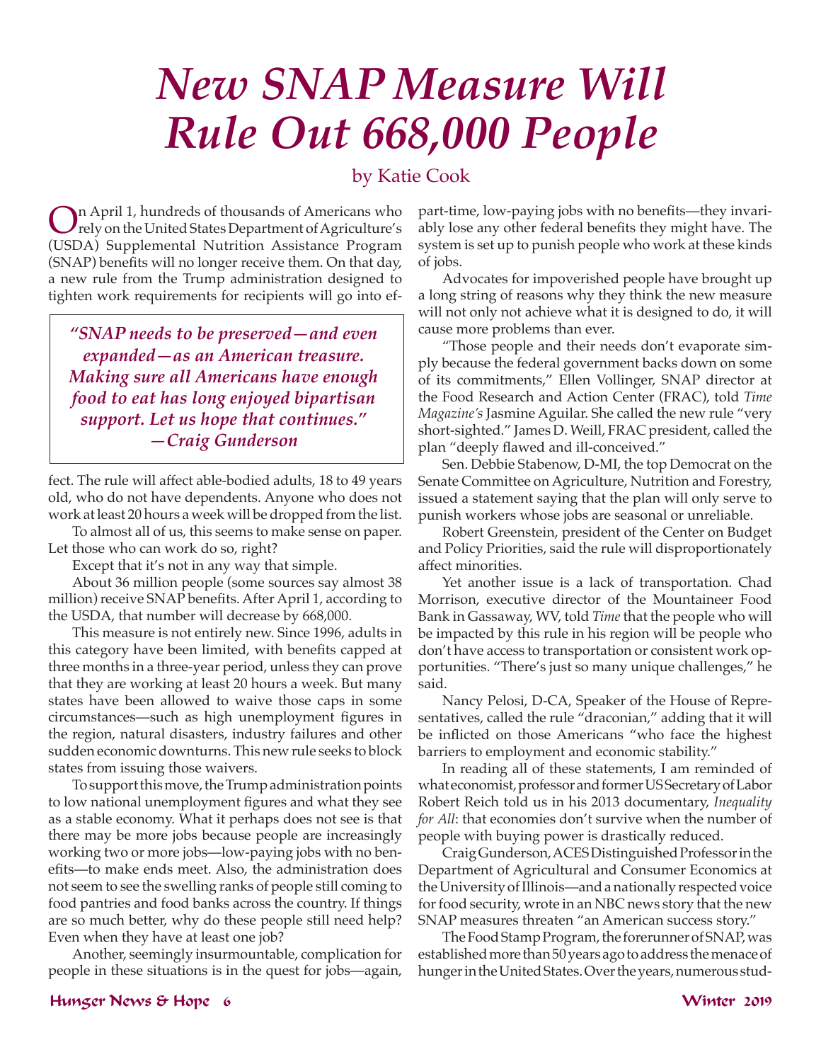# *New SNAP Measure Will Rule Out 668,000 People*

by Katie Cook

On April 1, hundreds of thousands of Americans who rely on the United States Department of Agriculture's (USDA) Supplemental Nutrition Assistance Program (SNAP) benefits will no longer receive them. On that day, a new rule from the Trump administration designed to tighten work requirements for recipients will go into effect. The rule will affect able-bodied adults, 18 to 49 years old, who do not have dependents. Anyone who does not work at least 20 hours a week will be dropped from the list.

> ***"SNAP needs to be preserved—and even expanded—as an American treasure. Making sure all Americans have enough food to eat has long enjoyed bipartisan support. Let us hope that continues." —Craig Gunderson***

To almost all of us, this seems to make sense on paper. Let those who can work do so, right?

Except that it's not in any way that simple.

About 36 million people (some sources say almost 38 million) receive SNAP benefits. After April 1, according to the USDA, that number will decrease by 668,000.

This measure is not entirely new. Since 1996, adults in this category have been limited, with benefits capped at three months in a three-year period, unless they can prove that they are working at least 20 hours a week. But many states have been allowed to waive those caps in some circumstances—such as high unemployment figures in the region, natural disasters, industry failures and other sudden economic downturns. This new rule seeks to block states from issuing those waivers.

To support this move, the Trump administration points to low national unemployment figures and what they see as a stable economy. What it perhaps does not see is that there may be more jobs because people are increasingly working two or more jobs—low-paying jobs with no benefits—to make ends meet. Also, the administration does not seem to see the swelling ranks of people still coming to food pantries and food banks across the country. If things are so much better, why do these people still need help? Even when they have at least one job?

Another, seemingly insurmountable, complication for people in these situations is in the quest for jobs—again, part-time, low-paying jobs with no benefits—they invariably lose any other federal benefits they might have. The system is set up to punish people who work at these kinds of jobs.

Advocates for impoverished people have brought up a long string of reasons why they think the new measure will not only not achieve what it is designed to do, it will cause more problems than ever.

"Those people and their needs don't evaporate simply because the federal government backs down on some of its commitments," Ellen Vollinger, SNAP director at the Food Research and Action Center (FRAC), told *Time Magazine's* Jasmine Aguilar. She called the new rule "very short-sighted." James D. Weill, FRAC president, called the plan "deeply flawed and ill-conceived."

Sen. Debbie Stabenow, D-MI, the top Democrat on the Senate Committee on Agriculture, Nutrition and Forestry, issued a statement saying that the plan will only serve to punish workers whose jobs are seasonal or unreliable.

Robert Greenstein, president of the Center on Budget and Policy Priorities, said the rule will disproportionately affect minorities.

Yet another issue is a lack of transportation. Chad Morrison, executive director of the Mountaineer Food Bank in Gassaway, WV, told *Time* that the people who will be impacted by this rule in his region will be people who don't have access to transportation or consistent work opportunities. "There's just so many unique challenges," he said.

Nancy Pelosi, D-CA, Speaker of the House of Representatives, called the rule "draconian," adding that it will be inflicted on those Americans "who face the highest barriers to employment and economic stability."

In reading all of these statements, I am reminded of what economist, professor and former US Secretary of Labor Robert Reich told us in his 2013 documentary, *Inequality for All*: that economies don't survive when the number of people with buying power is drastically reduced.

Craig Gunderson, ACES Distinguished Professor in the Department of Agricultural and Consumer Economics at the University of Illinois—and a nationally respected voice for food security, wrote in an NBC news story that the new SNAP measures threaten "an American success story."

The Food Stamp Program, the forerunner of SNAP, was established more than 50 years ago to address the menace of hunger in the United States. Over the years, numerous stud-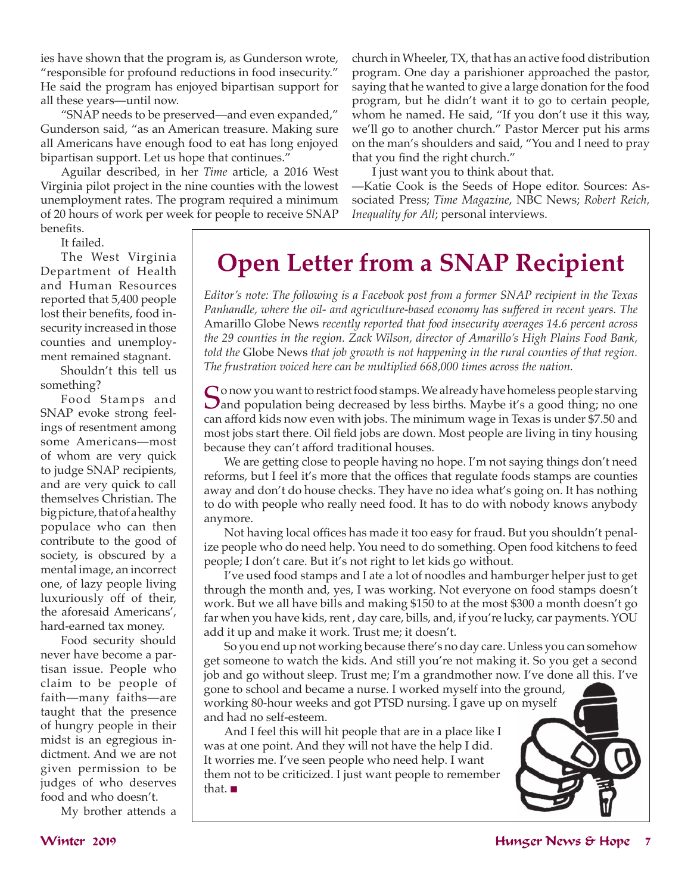ies have shown that the program is, as Gunderson wrote, "responsible for profound reductions in food insecurity." He said the program has enjoyed bipartisan support for all these years—until now.

"SNAP needs to be preserved—and even expanded," Gunderson said, "as an American treasure. Making sure all Americans have enough food to eat has long enjoyed bipartisan support. Let us hope that continues."

Aguilar described, in her *Time* article, a 2016 West Virginia pilot project in the nine counties with the lowest unemployment rates. The program required a minimum of 20 hours of work per week for people to receive SNAP benefits.

It failed.

The West Virginia Department of Health and Human Resources reported that 5,400 people lost their benefits, food insecurity increased in those counties and unemployment remained stagnant.

Shouldn't this tell us something?

Food Stamps and SNAP evoke strong feelings of resentment among some Americans—most of whom are very quick to judge SNAP recipients, and are very quick to call themselves Christian. The big picture, that of a healthy populace who can then contribute to the good of society, is obscured by a mental image, an incorrect one, of lazy people living luxuriously off of their, the aforesaid Americans', hard-earned tax money.

Food security should never have become a partisan issue. People who claim to be people of faith—many faiths—are taught that the presence of hungry people in their midst is an egregious indictment. And we are not given permission to be judges of who deserves food and who doesn't.

My brother attends a church in Wheeler, TX, that has an active food distribution program. One day a parishioner approached the pastor, saying that he wanted to give a large donation for the food program, but he didn't want it to go to certain people, whom he named. He said, "If you don't use it this way, we'll go to another church." Pastor Mercer put his arms on the man's shoulders and said, "You and I need to pray that you find the right church."

I just want you to think about that.

—Katie Cook is the Seeds of Hope editor. Sources: Associated Press; *Time Magazine*, NBC News; *Robert Reich, Inequality for All*; personal interviews.

# Open Letter from a SNAP Recipient

*Editor's note: The following is a Facebook post from a former SNAP recipient in the Texas Panhandle, where the oil- and agriculture-based economy has suffered in recent years. The* Amarillo Globe News *recently reported that food insecurity averages 14.6 percent across the 29 counties in the region. Zack Wilson, director of Amarillo's High Plains Food Bank, told the* Globe News *that job growth is not happening in the rural counties of that region. The frustration voiced here can be multiplied 668,000 times across the nation.*

So now you want to restrict food stamps. We already have homeless people starving and population being decreased by less births. Maybe it's a good thing; no one can afford kids now even with jobs. The minimum wage in Texas is under $7.50 and most jobs start there. Oil field jobs are down. Most people are living in tiny housing because they can't afford traditional houses.

We are getting close to people having no hope. I'm not saying things don't need reforms, but I feel it's more that the offices that regulate foods stamps are counties away and don't do house checks. They have no idea what's going on. It has nothing to do with people who really need food. It has to do with nobody knows anybody anymore.

Not having local offices has made it too easy for fraud. But you shouldn't penalize people who do need help. You need to do something. Open food kitchens to feed people; I don't care. But it's not right to let kids go without.

I've used food stamps and I ate a lot of noodles and hamburger helper just to get through the month and, yes, I was working. Not everyone on food stamps doesn't work. But we all have bills and making $150 to at the most $300 a month doesn't go far when you have kids, rent , day care, bills, and, if you're lucky, car payments. YOU add it up and make it work. Trust me; it doesn't.

So you end up not working because there's no day care. Unless you can somehow get someone to watch the kids. And still you're not making it. So you get a second job and go without sleep. Trust me; I'm a grandmother now. I've done all this. I've gone to school and became a nurse. I worked myself into the ground, working 80-hour weeks and got PTSD nursing. I gave up on myself and had no self-esteem.

And I feel this will hit people that are in a place like I was at one point. And they will not have the help I did. It worries me. I've seen people who need help. I want them not to be criticized. I just want people to remember that. ■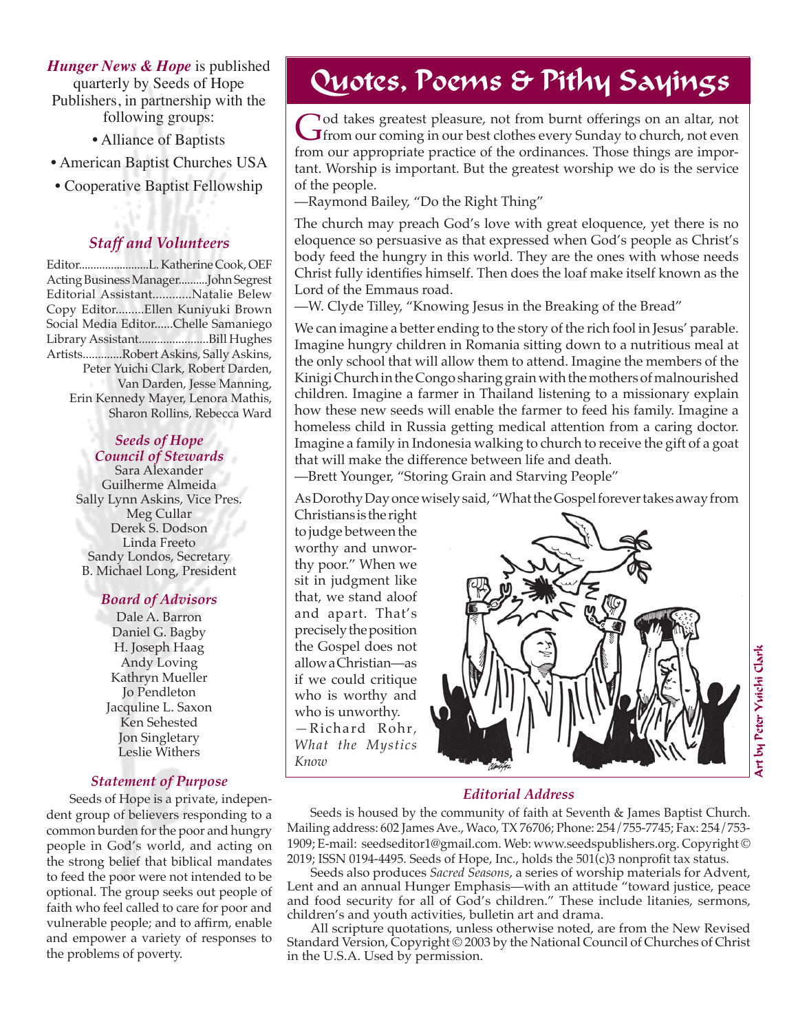***Hunger News & Hope*** is published quarterly by Seeds of Hope Publishers, in partnership with the following groups:

- Alliance of Baptists
- American Baptist Churches USA
- Cooperative Baptist Fellowship

### *Staff and Volunteers*

Editor........................L. Katherine Cook, OEF
Acting Business Manager..........John Segrest
Editorial Assistant............Natalie Belew
Copy Editor.........Ellen Kuniyuki Brown
Social Media Editor......Chelle Samaniego
Library Assistant.......................Bill Hughes
Artists.............Robert Askins, Sally Askins, Peter Yuichi Clark, Robert Darden, Van Darden, Jesse Manning, Erin Kennedy Mayer, Lenora Mathis, Sharon Rollins, Rebecca Ward

### *Seeds of Hope Council of Stewards*

Sara Alexander
Guilherme Almeida
Sally Lynn Askins, Vice Pres.
Meg Cullar
Derek S. Dodson
Linda Freeto
Sandy Londos, Secretary
B. Michael Long, President

### *Board of Advisors*

Dale A. Barron
Daniel G. Bagby
H. Joseph Haag
Andy Loving
Kathryn Mueller
Jo Pendleton
Jacquline L. Saxon
Ken Sehested
Jon Singletary
Leslie Withers

### *Statement of Purpose*

Seeds of Hope is a private, independent group of believers responding to a common burden for the poor and hungry people in God's world, and acting on the strong belief that biblical mandates to feed the poor were not intended to be optional. The group seeks out people of faith who feel called to care for poor and vulnerable people; and to affirm, enable and empower a variety of responses to the problems of poverty.

# Quotes, Poems & Pithy Sayings

God takes greatest pleasure, not from burnt offerings on an altar, not from our coming in our best clothes every Sunday to church, not even from our appropriate practice of the ordinances. Those things are important. Worship is important. But the greatest worship we do is the service of the people.
—Raymond Bailey, "Do the Right Thing"

The church may preach God's love with great eloquence, yet there is no eloquence so persuasive as that expressed when God's people as Christ's body feed the hungry in this world. They are the ones with whose needs Christ fully identifies himself. Then does the loaf make itself known as the Lord of the Emmaus road.
—W. Clyde Tilley, "Knowing Jesus in the Breaking of the Bread"

We can imagine a better ending to the story of the rich fool in Jesus' parable. Imagine hungry children in Romania sitting down to a nutritious meal at the only school that will allow them to attend. Imagine the members of the Kinigi Church in the Congo sharing grain with the mothers of malnourished children. Imagine a farmer in Thailand listening to a missionary explain how these new seeds will enable the farmer to feed his family. Imagine a homeless child in Russia getting medical attention from a caring doctor. Imagine a family in Indonesia walking to church to receive the gift of a goat that will make the difference between life and death.
—Brett Younger, "Storing Grain and Starving People"

As Dorothy Day once wisely said, "What the Gospel forever takes away from Christians is the right to judge between the worthy and unworthy poor." When we sit in judgment like that, we stand aloof and apart. That's precisely the position the Gospel does not allow a Christian—as if we could critique who is worthy and who is unworthy.
—Richard Rohr, *What the Mystics Know*

Art by Peter Yuichi Clark

### *Editorial Address*

Seeds is housed by the community of faith at Seventh & James Baptist Church. Mailing address: 602 James Ave., Waco, TX 76706; Phone: 254/755-7745; Fax: 254/753-1909; E-mail: seedseditor1@gmail.com. Web: www.seedspublishers.org. Copyright © 2019; ISSN 0194-4495. Seeds of Hope, Inc., holds the 501(c)3 nonprofit tax status.

Seeds also produces *Sacred Seasons*, a series of worship materials for Advent, Lent and an annual Hunger Emphasis—with an attitude "toward justice, peace and food security for all of God's children." These include litanies, sermons, children's and youth activities, bulletin art and drama.

All scripture quotations, unless otherwise noted, are from the New Revised Standard Version, Copyright © 2003 by the National Council of Churches of Christ in the U.S.A. Used by permission.